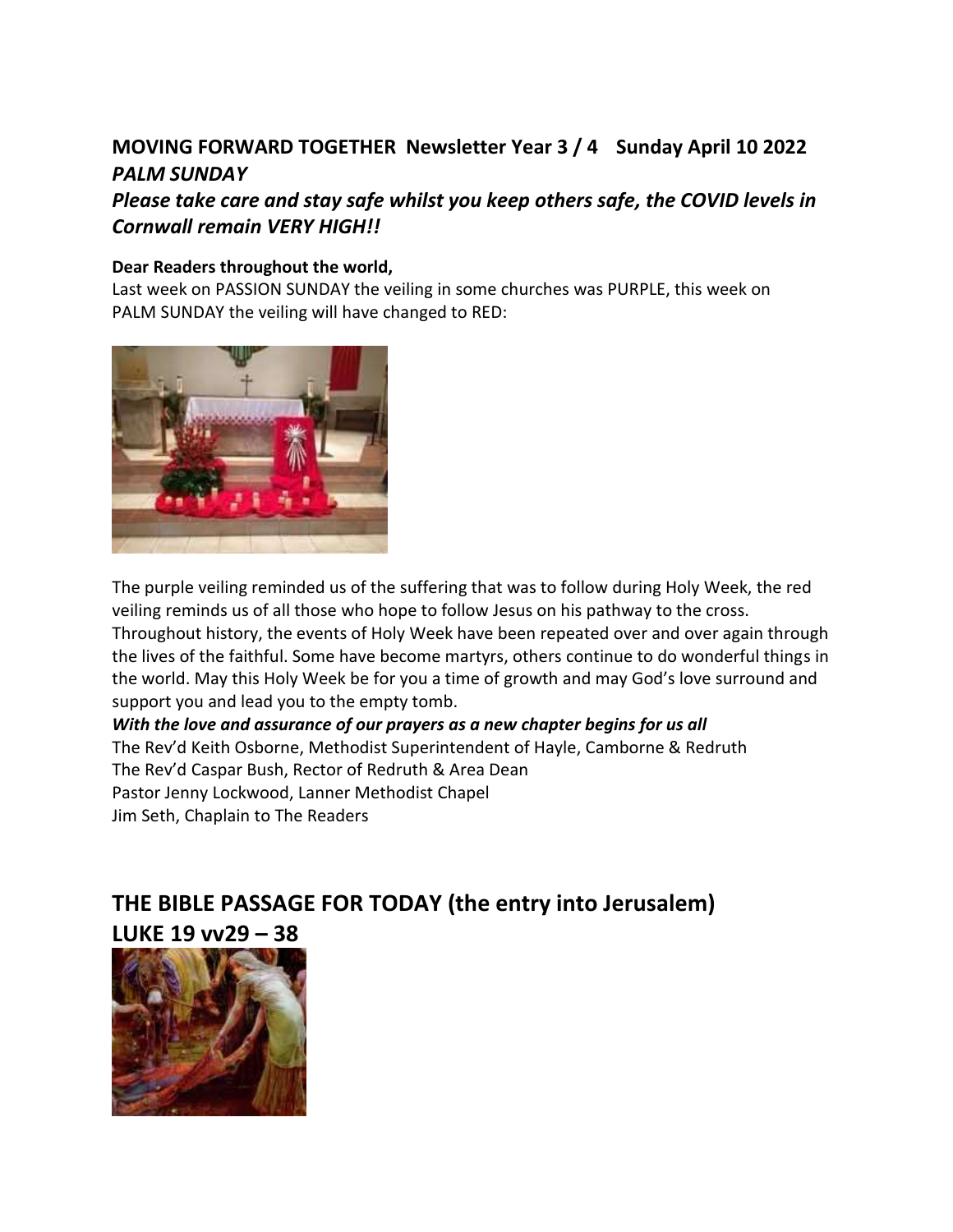## MOVING FORWARD TOGETHER Newsletter Year 3 / 4 Sunday April 10 2022

## *PALM SUNDAY*

## *Please take care and stay safe whilst you keep others safe, the COVID levels in Cornwall remain VERY HIGH!!*

**Dear Readers throughout the world,**

Last week on PASSION SUNDAY the veiling in some churches was PURPLE, this week on PALM SUNDAY the veiling will have changed to RED:

The purple veiling reminded us of the suffering that was to follow during Holy Week, the red veiling reminds us of all those who hope to follow Jesus on his pathway to the cross. Throughout history, the events of Holy Week have been repeated over and over again through the lives of the faithful. Some have become martyrs, others continue to do wonderful things in the world. May this Holy Week be for you a time of growth and may God's love surround and support you and lead you to the empty tomb.

***With the love and assurance of our prayers as a new chapter begins for us all***

The Rev'd Keith Osborne, Methodist Superintendent of Hayle, Camborne & Redruth
The Rev'd Caspar Bush, Rector of Redruth & Area Dean
Pastor Jenny Lockwood, Lanner Methodist Chapel
Jim Seth, Chaplain to The Readers

## THE BIBLE PASSAGE FOR TODAY (the entry into Jerusalem) LUKE 19 vv29 – 38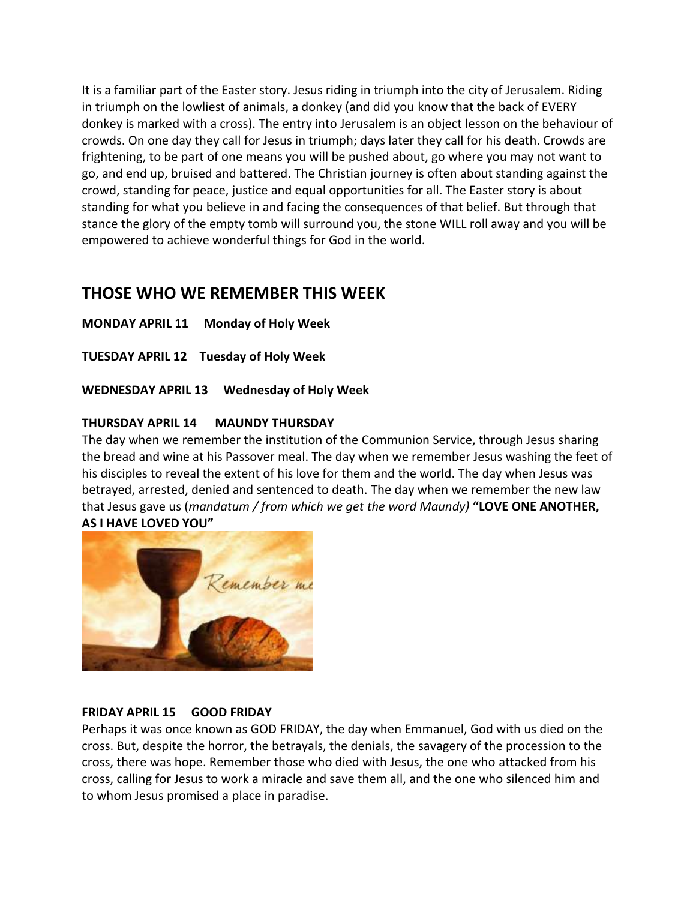It is a familiar part of the Easter story. Jesus riding in triumph into the city of Jerusalem. Riding in triumph on the lowliest of animals, a donkey (and did you know that the back of EVERY donkey is marked with a cross). The entry into Jerusalem is an object lesson on the behaviour of crowds. On one day they call for Jesus in triumph; days later they call for his death. Crowds are frightening, to be part of one means you will be pushed about, go where you may not want to go, and end up, bruised and battered. The Christian journey is often about standing against the crowd, standing for peace, justice and equal opportunities for all. The Easter story is about standing for what you believe in and facing the consequences of that belief. But through that stance the glory of the empty tomb will surround you, the stone WILL roll away and you will be empowered to achieve wonderful things for God in the world.

## THOSE WHO WE REMEMBER THIS WEEK

**MONDAY APRIL 11 Monday of Holy Week**

**TUESDAY APRIL 12 Tuesday of Holy Week**

**WEDNESDAY APRIL 13 Wednesday of Holy Week**

**THURSDAY APRIL 14 MAUNDY THURSDAY**

The day when we remember the institution of the Communion Service, through Jesus sharing the bread and wine at his Passover meal. The day when we remember Jesus washing the feet of his disciples to reveal the extent of his love for them and the world. The day when Jesus was betrayed, arrested, denied and sentenced to death. The day when we remember the new law that Jesus gave us (*mandatum / from which we get the word Maundy)* **"LOVE ONE ANOTHER, AS I HAVE LOVED YOU"**

**FRIDAY APRIL 15 GOOD FRIDAY**

Perhaps it was once known as GOD FRIDAY, the day when Emmanuel, God with us died on the cross. But, despite the horror, the betrayals, the denials, the savagery of the procession to the cross, there was hope. Remember those who died with Jesus, the one who attacked from his cross, calling for Jesus to work a miracle and save them all, and the one who silenced him and to whom Jesus promised a place in paradise.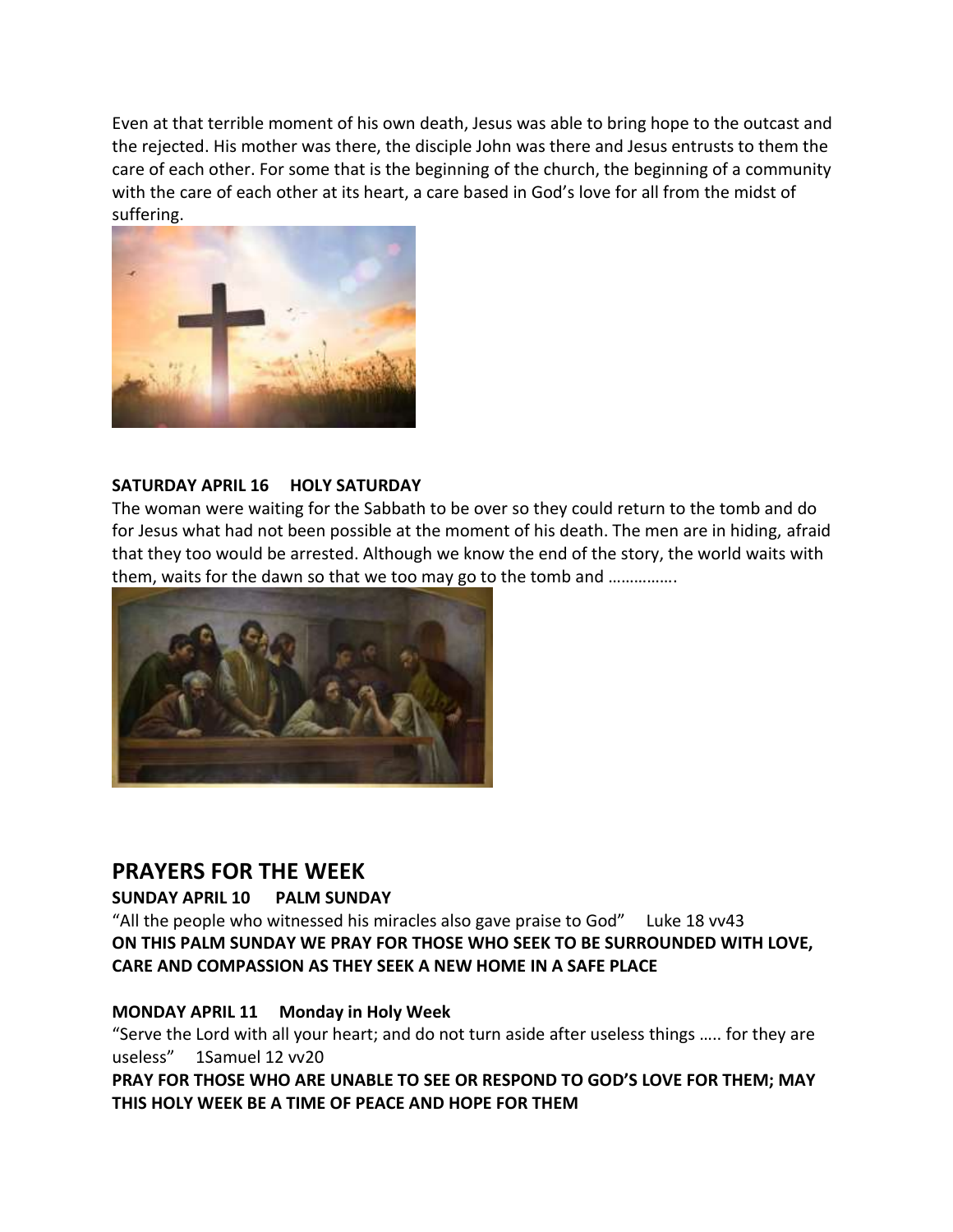Even at that terrible moment of his own death, Jesus was able to bring hope to the outcast and the rejected. His mother was there, the disciple John was there and Jesus entrusts to them the care of each other. For some that is the beginning of the church, the beginning of a community with the care of each other at its heart, a care based in God's love for all from the midst of suffering.

**SATURDAY APRIL 16 HOLY SATURDAY**

The woman were waiting for the Sabbath to be over so they could return to the tomb and do for Jesus what had not been possible at the moment of his death. The men are in hiding, afraid that they too would be arrested. Although we know the end of the story, the world waits with them, waits for the dawn so that we too may go to the tomb and …………….

## PRAYERS FOR THE WEEK

**SUNDAY APRIL 10 PALM SUNDAY**

"All the people who witnessed his miracles also gave praise to God" Luke 18 vv43

**ON THIS PALM SUNDAY WE PRAY FOR THOSE WHO SEEK TO BE SURROUNDED WITH LOVE, CARE AND COMPASSION AS THEY SEEK A NEW HOME IN A SAFE PLACE**

**MONDAY APRIL 11 Monday in Holy Week**

"Serve the Lord with all your heart; and do not turn aside after useless things ….. for they are useless" 1Samuel 12 vv20

**PRAY FOR THOSE WHO ARE UNABLE TO SEE OR RESPOND TO GOD'S LOVE FOR THEM; MAY THIS HOLY WEEK BE A TIME OF PEACE AND HOPE FOR THEM**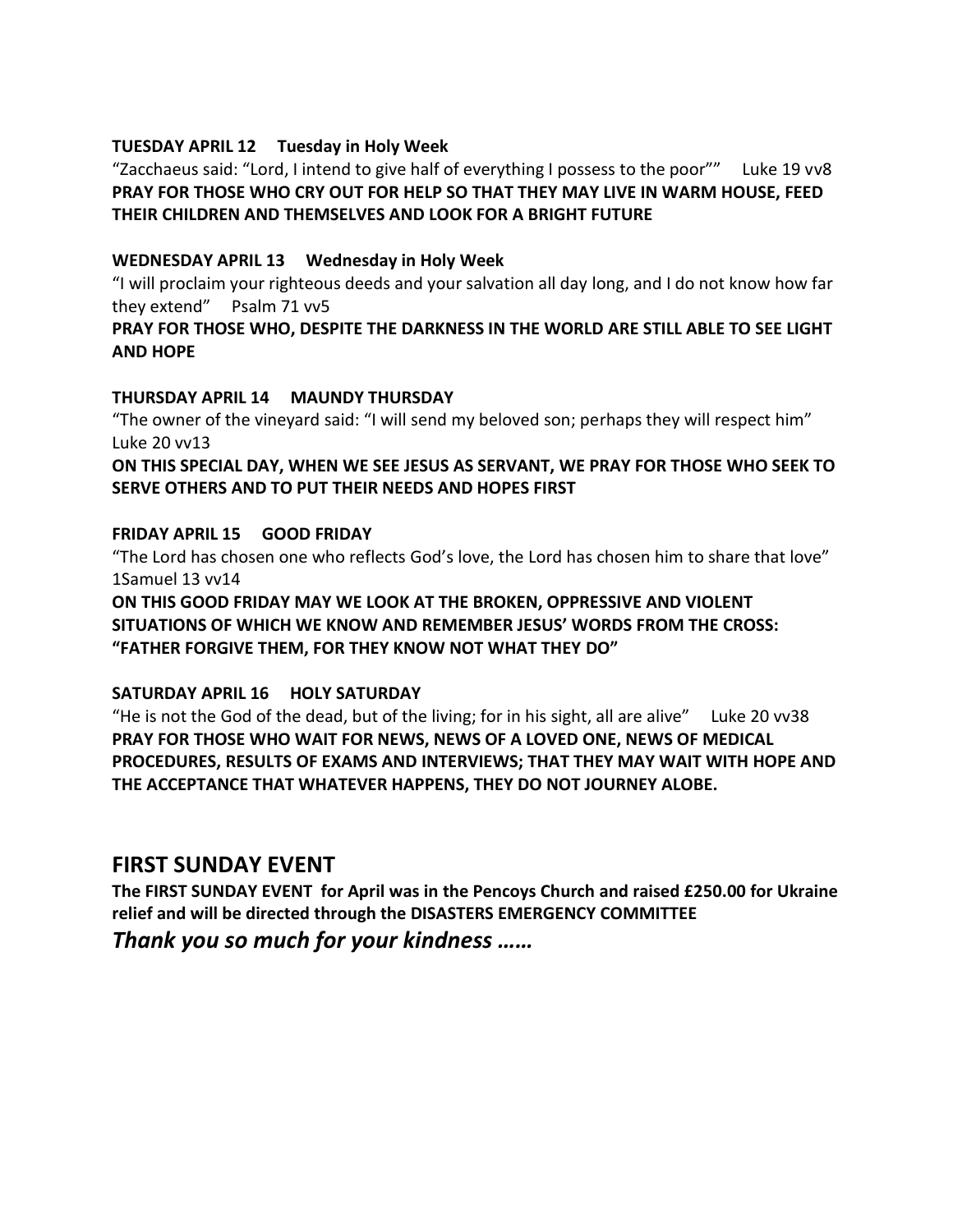**TUESDAY APRIL 12 Tuesday in Holy Week**

"Zacchaeus said: "Lord, I intend to give half of everything I possess to the poor"" Luke 19 vv8

**PRAY FOR THOSE WHO CRY OUT FOR HELP SO THAT THEY MAY LIVE IN WARM HOUSE, FEED THEIR CHILDREN AND THEMSELVES AND LOOK FOR A BRIGHT FUTURE**

**WEDNESDAY APRIL 13 Wednesday in Holy Week**

"I will proclaim your righteous deeds and your salvation all day long, and I do not know how far they extend" Psalm 71 vv5

**PRAY FOR THOSE WHO, DESPITE THE DARKNESS IN THE WORLD ARE STILL ABLE TO SEE LIGHT AND HOPE**

**THURSDAY APRIL 14 MAUNDY THURSDAY**

"The owner of the vineyard said: "I will send my beloved son; perhaps they will respect him" Luke 20 vv13

**ON THIS SPECIAL DAY, WHEN WE SEE JESUS AS SERVANT, WE PRAY FOR THOSE WHO SEEK TO SERVE OTHERS AND TO PUT THEIR NEEDS AND HOPES FIRST**

**FRIDAY APRIL 15 GOOD FRIDAY**

"The Lord has chosen one who reflects God's love, the Lord has chosen him to share that love" 1Samuel 13 vv14

**ON THIS GOOD FRIDAY MAY WE LOOK AT THE BROKEN, OPPRESSIVE AND VIOLENT SITUATIONS OF WHICH WE KNOW AND REMEMBER JESUS' WORDS FROM THE CROSS: "FATHER FORGIVE THEM, FOR THEY KNOW NOT WHAT THEY DO"**

**SATURDAY APRIL 16 HOLY SATURDAY**

"He is not the God of the dead, but of the living; for in his sight, all are alive" Luke 20 vv38

**PRAY FOR THOSE WHO WAIT FOR NEWS, NEWS OF A LOVED ONE, NEWS OF MEDICAL PROCEDURES, RESULTS OF EXAMS AND INTERVIEWS; THAT THEY MAY WAIT WITH HOPE AND THE ACCEPTANCE THAT WHATEVER HAPPENS, THEY DO NOT JOURNEY ALOBE.**

## FIRST SUNDAY EVENT

**The FIRST SUNDAY EVENT for April was in the Pencoys Church and raised £250.00 for Ukraine relief and will be directed through the DISASTERS EMERGENCY COMMITTEE**

***Thank you so much for your kindness ……***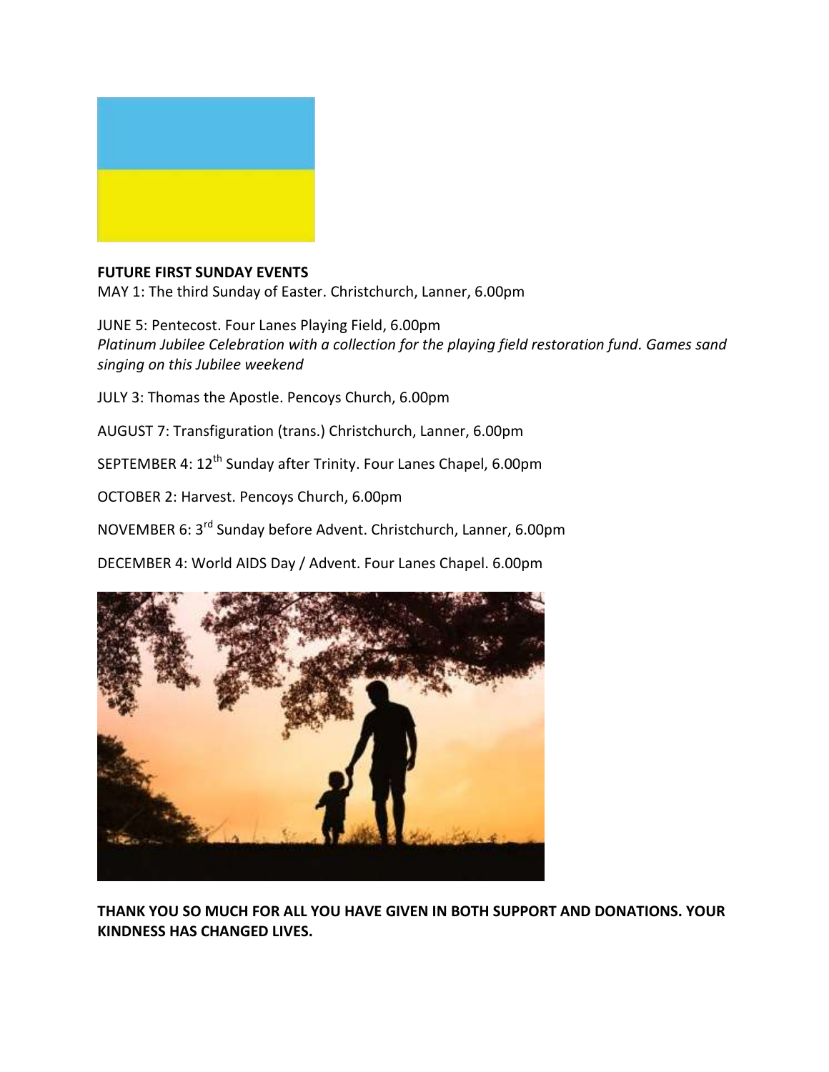**FUTURE FIRST SUNDAY EVENTS**

MAY 1: The third Sunday of Easter. Christchurch, Lanner, 6.00pm

JUNE 5: Pentecost. Four Lanes Playing Field, 6.00pm
*Platinum Jubilee Celebration with a collection for the playing field restoration fund. Games sand singing on this Jubilee weekend*

JULY 3: Thomas the Apostle. Pencoys Church, 6.00pm

AUGUST 7: Transfiguration (trans.) Christchurch, Lanner, 6.00pm

SEPTEMBER 4: 12th Sunday after Trinity. Four Lanes Chapel, 6.00pm

OCTOBER 2: Harvest. Pencoys Church, 6.00pm

NOVEMBER 6: 3rd Sunday before Advent. Christchurch, Lanner, 6.00pm

DECEMBER 4: World AIDS Day / Advent. Four Lanes Chapel. 6.00pm

**THANK YOU SO MUCH FOR ALL YOU HAVE GIVEN IN BOTH SUPPORT AND DONATIONS. YOUR KINDNESS HAS CHANGED LIVES.**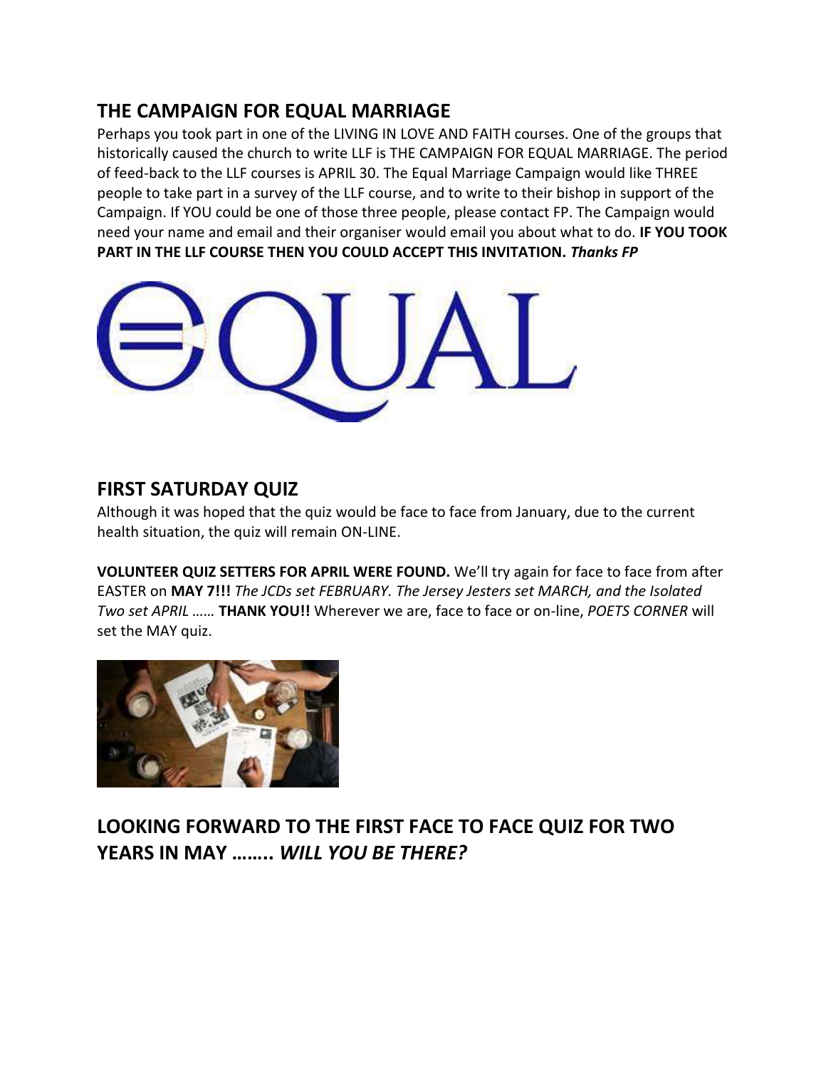## THE CAMPAIGN FOR EQUAL MARRIAGE

Perhaps you took part in one of the LIVING IN LOVE AND FAITH courses. One of the groups that historically caused the church to write LLF is THE CAMPAIGN FOR EQUAL MARRIAGE. The period of feed-back to the LLF courses is APRIL 30. The Equal Marriage Campaign would like THREE people to take part in a survey of the LLF course, and to write to their bishop in support of the Campaign. If YOU could be one of those three people, please contact FP. The Campaign would need your name and email and their organiser would email you about what to do. **IF YOU TOOK PART IN THE LLF COURSE THEN YOU COULD ACCEPT THIS INVITATION.** ***Thanks FP***

## FIRST SATURDAY QUIZ

Although it was hoped that the quiz would be face to face from January, due to the current health situation, the quiz will remain ON-LINE.

**VOLUNTEER QUIZ SETTERS FOR APRIL WERE FOUND.** We'll try again for face to face from after EASTER on **MAY 7!!!** *The JCDs set FEBRUARY. The Jersey Jesters set MARCH, and the Isolated Two set APRIL ……* **THANK YOU!!** Wherever we are, face to face or on-line, *POETS CORNER* will set the MAY quiz.

## LOOKING FORWARD TO THE FIRST FACE TO FACE QUIZ FOR TWO YEARS IN MAY …….. *WILL YOU BE THERE?*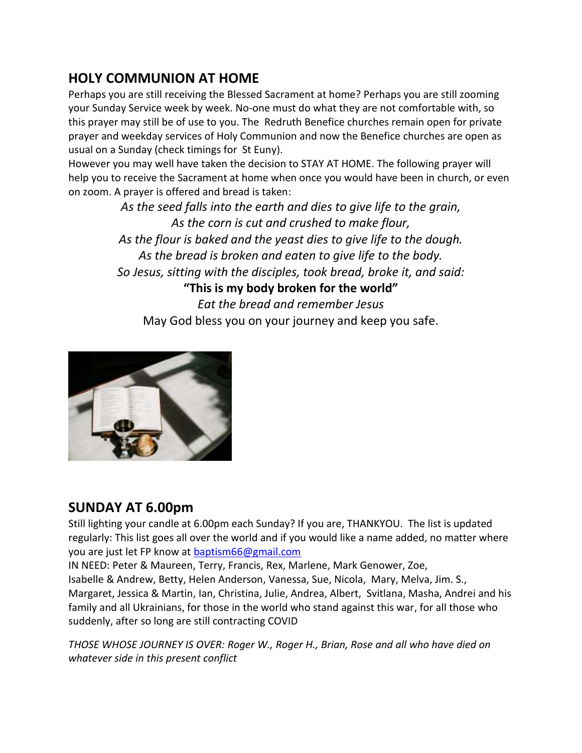## HOLY COMMUNION AT HOME

Perhaps you are still receiving the Blessed Sacrament at home? Perhaps you are still zooming your Sunday Service week by week. No-one must do what they are not comfortable with, so this prayer may still be of use to you. The Redruth Benefice churches remain open for private prayer and weekday services of Holy Communion and now the Benefice churches are open as usual on a Sunday (check timings for St Euny).

However you may well have taken the decision to STAY AT HOME. The following prayer will help you to receive the Sacrament at home when once you would have been in church, or even on zoom. A prayer is offered and bread is taken:

*As the seed falls into the earth and dies to give life to the grain,*
*As the corn is cut and crushed to make flour,*
*As the flour is baked and the yeast dies to give life to the dough.*
*As the bread is broken and eaten to give life to the body.*
*So Jesus, sitting with the disciples, took bread, broke it, and said:*
**"This is my body broken for the world"**
*Eat the bread and remember Jesus*
May God bless you on your journey and keep you safe.

## SUNDAY AT 6.00pm

Still lighting your candle at 6.00pm each Sunday? If you are, THANKYOU. The list is updated regularly: This list goes all over the world and if you would like a name added, no matter where you are just let FP know at baptism66@gmail.com

IN NEED: Peter & Maureen, Terry, Francis, Rex, Marlene, Mark Genower, Zoe, Isabelle & Andrew, Betty, Helen Anderson, Vanessa, Sue, Nicola, Mary, Melva, Jim. S., Margaret, Jessica & Martin, Ian, Christina, Julie, Andrea, Albert, Svitlana, Masha, Andrei and his family and all Ukrainians, for those in the world who stand against this war, for all those who suddenly, after so long are still contracting COVID

*THOSE WHOSE JOURNEY IS OVER: Roger W., Roger H., Brian, Rose and all who have died on whatever side in this present conflict*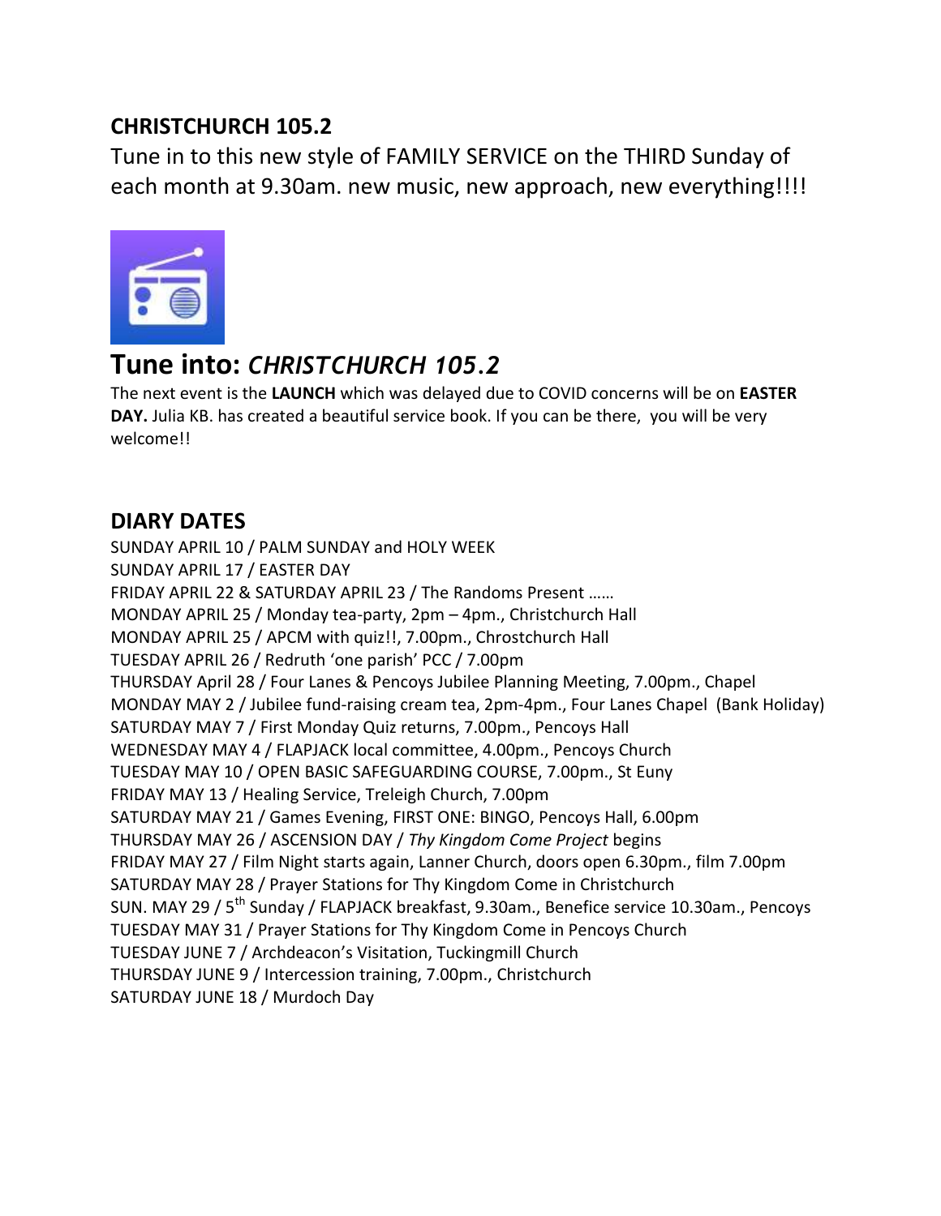## CHRISTCHURCH 105.2

Tune in to this new style of FAMILY SERVICE on the THIRD Sunday of each month at 9.30am. new music, new approach, new everything!!!!

# Tune into: *CHRISTCHURCH 105.2*

The next event is the **LAUNCH** which was delayed due to COVID concerns will be on **EASTER DAY.** Julia KB. has created a beautiful service book. If you can be there, you will be very welcome!!

## DIARY DATES

SUNDAY APRIL 10 / PALM SUNDAY and HOLY WEEK
SUNDAY APRIL 17 / EASTER DAY
FRIDAY APRIL 22 & SATURDAY APRIL 23 / The Randoms Present ……
MONDAY APRIL 25 / Monday tea-party, 2pm – 4pm., Christchurch Hall
MONDAY APRIL 25 / APCM with quiz!!, 7.00pm., Chrostchurch Hall
TUESDAY APRIL 26 / Redruth 'one parish' PCC / 7.00pm
THURSDAY April 28 / Four Lanes & Pencoys Jubilee Planning Meeting, 7.00pm., Chapel
MONDAY MAY 2 / Jubilee fund-raising cream tea, 2pm-4pm., Four Lanes Chapel (Bank Holiday)
SATURDAY MAY 7 / First Monday Quiz returns, 7.00pm., Pencoys Hall
WEDNESDAY MAY 4 / FLAPJACK local committee, 4.00pm., Pencoys Church
TUESDAY MAY 10 / OPEN BASIC SAFEGUARDING COURSE, 7.00pm., St Euny
FRIDAY MAY 13 / Healing Service, Treleigh Church, 7.00pm
SATURDAY MAY 21 / Games Evening, FIRST ONE: BINGO, Pencoys Hall, 6.00pm
THURSDAY MAY 26 / ASCENSION DAY / *Thy Kingdom Come Project* begins
FRIDAY MAY 27 / Film Night starts again, Lanner Church, doors open 6.30pm., film 7.00pm
SATURDAY MAY 28 / Prayer Stations for Thy Kingdom Come in Christchurch
SUN. MAY 29 / 5th Sunday / FLAPJACK breakfast, 9.30am., Benefice service 10.30am., Pencoys
TUESDAY MAY 31 / Prayer Stations for Thy Kingdom Come in Pencoys Church
TUESDAY JUNE 7 / Archdeacon's Visitation, Tuckingmill Church
THURSDAY JUNE 9 / Intercession training, 7.00pm., Christchurch
SATURDAY JUNE 18 / Murdoch Day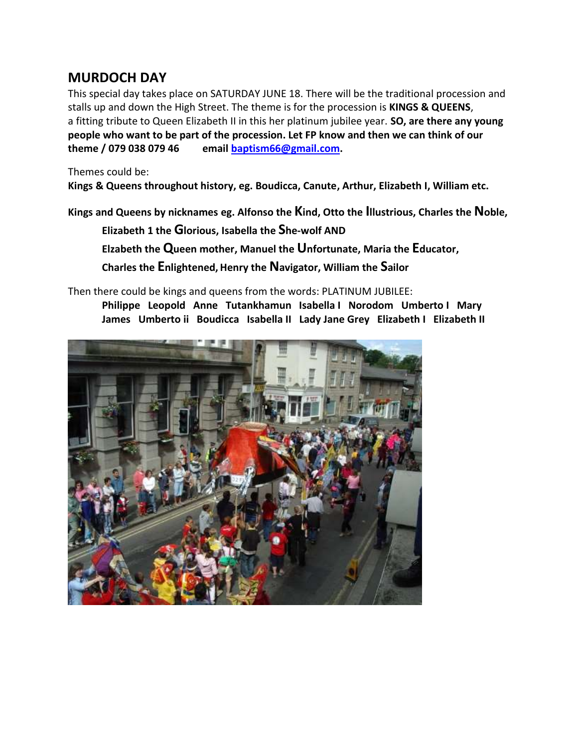## MURDOCH DAY

This special day takes place on SATURDAY JUNE 18. There will be the traditional procession and stalls up and down the High Street. The theme is for the procession is **KINGS & QUEENS**, a fitting tribute to Queen Elizabeth II in this her platinum jubilee year. **SO, are there any young people who want to be part of the procession. Let FP know and then we can think of our theme / 079 038 079 46 email [baptism66@gmail.com](mailto:baptism66@gmail.com).**

Themes could be:

**Kings & Queens throughout history, eg. Boudicca, Canute, Arthur, Elizabeth I, William etc.**

**Kings and Queens by nicknames eg. Alfonso the Kind, Otto the Illustrious, Charles the Noble, Elizabeth 1 the Glorious, Isabella the She-wolf AND Elzabeth the Queen mother, Manuel the Unfortunate, Maria the Educator, Charles the Enlightened, Henry the Navigator, William the Sailor**

Then there could be kings and queens from the words: PLATINUM JUBILEE:

**Philippe Leopold Anne Tutankhamun Isabella I Norodom Umberto I Mary James Umberto ii Boudicca Isabella II Lady Jane Grey Elizabeth I Elizabeth II**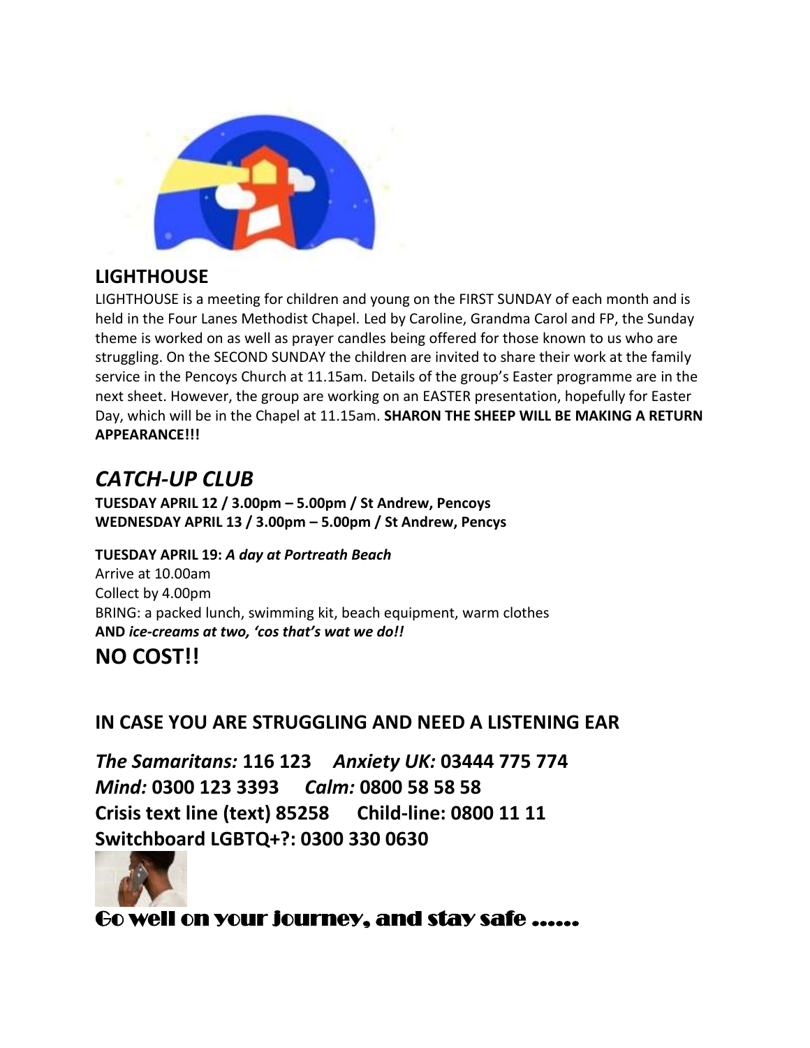## LIGHTHOUSE

LIGHTHOUSE is a meeting for children and young on the FIRST SUNDAY of each month and is held in the Four Lanes Methodist Chapel. Led by Caroline, Grandma Carol and FP, the Sunday theme is worked on as well as prayer candles being offered for those known to us who are struggling. On the SECOND SUNDAY the children are invited to share their work at the family service in the Pencoys Church at 11.15am. Details of the group's Easter programme are in the next sheet. However, the group are working on an EASTER presentation, hopefully for Easter Day, which will be in the Chapel at 11.15am. **SHARON THE SHEEP WILL BE MAKING A RETURN APPEARANCE!!!**

## *CATCH-UP CLUB*

**TUESDAY APRIL 12 / 3.00pm – 5.00pm / St Andrew, Pencoys**
**WEDNESDAY APRIL 13 / 3.00pm – 5.00pm / St Andrew, Pencys**

**TUESDAY APRIL 19:** ***A day at Portreath Beach***
Arrive at 10.00am
Collect by 4.00pm
BRING: a packed lunch, swimming kit, beach equipment, warm clothes
**AND** ***ice-creams at two, 'cos that's wat we do!!***

## NO COST!!

### IN CASE YOU ARE STRUGGLING AND NEED A LISTENING EAR

***The Samaritans:*** **116 123** ***Anxiety UK:*** **03444 775 774**
***Mind:*** **0300 123 3393** ***Calm:*** **0800 58 58 58**
**Crisis text line (text) 85258 Child-line: 0800 11 11**
**Switchboard LGBTQ+?: 0300 330 0630**

**Go well on your journey, and stay safe ......**